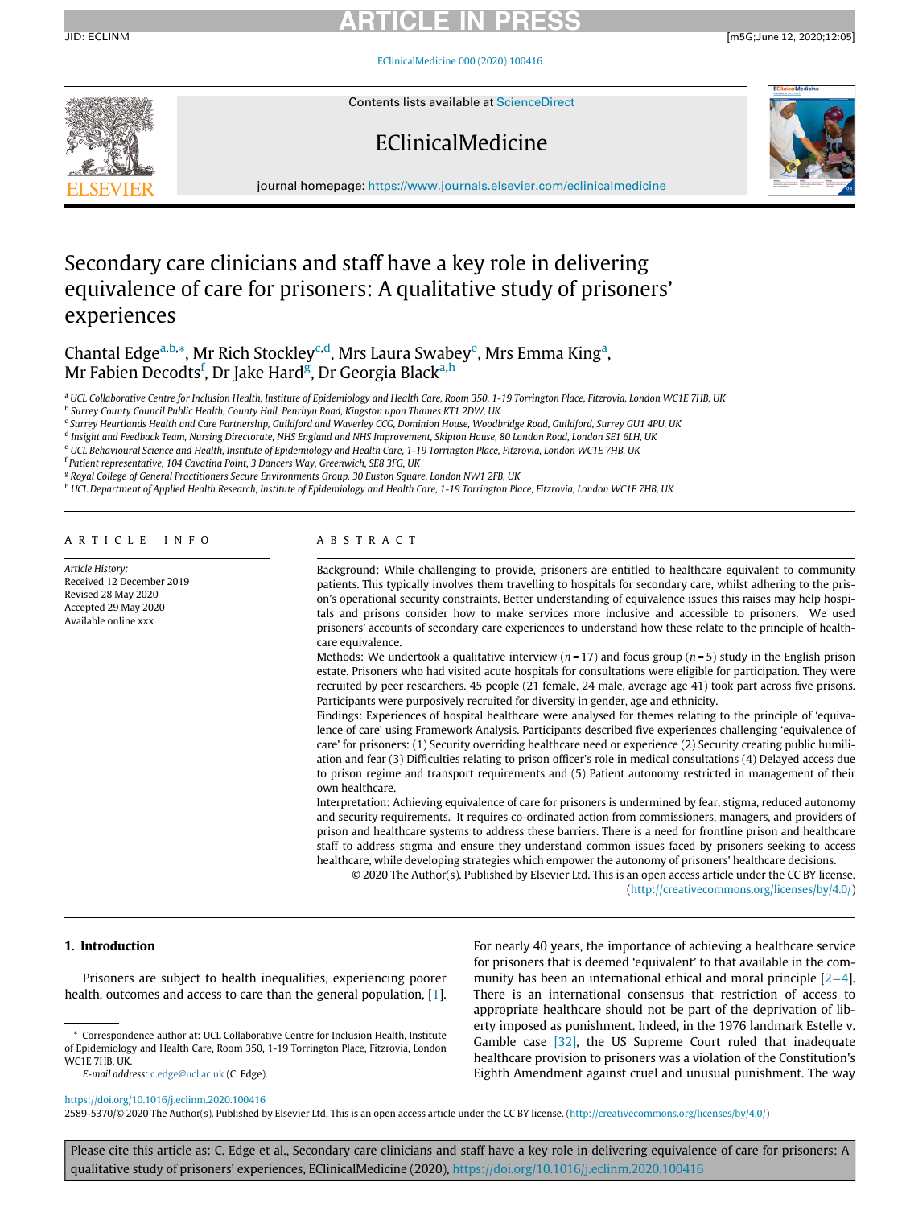# Secondary care clinicians and staff have a key role in delivering equivalence of care for prisoners: A qualitative study of prisoners' experiences

Chantal Edge[a,b,*], Mr Rich Stockley[c,d], Mrs Laura Swabey[e], Mrs Emma King[a], Mr Fabien Decodts[f], Dr Jake Hard[g], Dr Georgia Black[a,h]

[a] UCL Collaborative Centre for Inclusion Health, Institute of Epidemiology and Health Care, Room 350, 1-19 Torrington Place, Fitzrovia, London WC1E 7HB, UK
[b] Surrey County Council Public Health, County Hall, Penrhyn Road, Kingston upon Thames KT1 2DW, UK
[c] Surrey Heartlands Health and Care Partnership, Guildford and Waverley CCG, Dominion House, Woodbridge Road, Guildford, Surrey GU1 4PU, UK
[d] Insight and Feedback Team, Nursing Directorate, NHS England and NHS Improvement, Skipton House, 80 London Road, London SE1 6LH, UK
[e] UCL Behavioural Science and Health, Institute of Epidemiology and Health Care, 1-19 Torrington Place, Fitzrovia, London WC1E 7HB, UK
[f] Patient representative, 104 Cavatina Point, 3 Dancers Way, Greenwich, SE8 3FG, UK
[g] Royal College of General Practitioners Secure Environments Group, 30 Euston Square, London NW1 2FB, UK
[h] UCL Department of Applied Health Research, Institute of Epidemiology and Health Care, 1-19 Torrington Place, Fitzrovia, London WC1E 7HB, UK

## ARTICLE INFO

*Article History:*
Received 12 December 2019
Revised 28 May 2020
Accepted 29 May 2020
Available online xxx

## ABSTRACT

Background: While challenging to provide, prisoners are entitled to healthcare equivalent to community patients. This typically involves them travelling to hospitals for secondary care, whilst adhering to the prison's operational security constraints. Better understanding of equivalence issues this raises may help hospitals and prisons consider how to make services more inclusive and accessible to prisoners. We used prisoners' accounts of secondary care experiences to understand how these relate to the principle of healthcare equivalence.

Methods: We undertook a qualitative interview ($n = 17$) and focus group ($n = 5$) study in the English prison estate. Prisoners who had visited acute hospitals for consultations were eligible for participation. They were recruited by peer researchers. 45 people (21 female, 24 male, average age 41) took part across five prisons. Participants were purposively recruited for diversity in gender, age and ethnicity.

Findings: Experiences of hospital healthcare were analysed for themes relating to the principle of 'equivalence of care' using Framework Analysis. Participants described five experiences challenging 'equivalence of care' for prisoners: (1) Security overriding healthcare need or experience (2) Security creating public humiliation and fear (3) Difficulties relating to prison officer's role in medical consultations (4) Delayed access due to prison regime and transport requirements and (5) Patient autonomy restricted in management of their own healthcare.

Interpretation: Achieving equivalence of care for prisoners is undermined by fear, stigma, reduced autonomy and security requirements. It requires co-ordinated action from commissioners, managers, and providers of prison and healthcare systems to address these barriers. There is a need for frontline prison and healthcare staff to address stigma and ensure they understand common issues faced by prisoners seeking to access healthcare, while developing strategies which empower the autonomy of prisoners' healthcare decisions.

© 2020 The Author(s). Published by Elsevier Ltd. This is an open access article under the CC BY license. (http://creativecommons.org/licenses/by/4.0/)

## 1. Introduction

Prisoners are subject to health inequalities, experiencing poorer health, outcomes and access to care than the general population, [1]. For nearly 40 years, the importance of achieving a healthcare service for prisoners that is deemed 'equivalent' to that available in the community has been an international ethical and moral principle [2–4]. There is an international consensus that restriction of access to appropriate healthcare should not be part of the deprivation of liberty imposed as punishment. Indeed, in the 1976 landmark Estelle v. Gamble case [32], the US Supreme Court ruled that inadequate healthcare provision to prisoners was a violation of the Constitution's Eighth Amendment against cruel and unusual punishment. The way

\* Correspondence author at: UCL Collaborative Centre for Inclusion Health, Institute of Epidemiology and Health Care, Room 350, 1-19 Torrington Place, Fitzrovia, London WC1E 7HB, UK.

*E-mail address:* c.edge@ucl.ac.uk (C. Edge).

https://doi.org/10.1016/j.eclinm.2020.100416
2589-5370/© 2020 The Author(s). Published by Elsevier Ltd. This is an open access article under the CC BY license. (http://creativecommons.org/licenses/by/4.0/)

Please cite this article as: C. Edge et al., Secondary care clinicians and staff have a key role in delivering equivalence of care for prisoners: A qualitative study of prisoners' experiences, EClinicalMedicine (2020), https://doi.org/10.1016/j.eclinm.2020.100416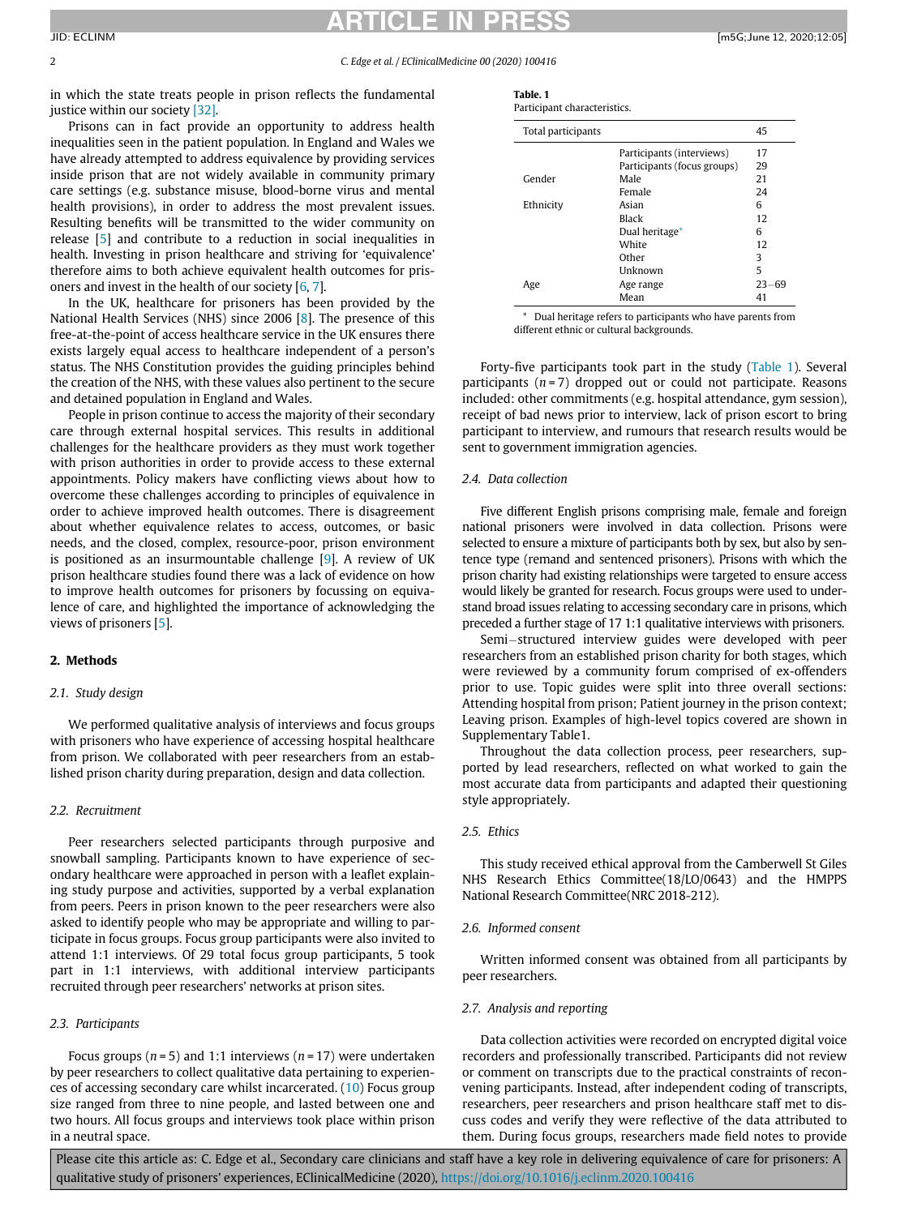in which the state treats people in prison reflects the fundamental justice within our society [32].

Prisons can in fact provide an opportunity to address health inequalities seen in the patient population. In England and Wales we have already attempted to address equivalence by providing services inside prison that are not widely available in community primary care settings (e.g. substance misuse, blood-borne virus and mental health provisions), in order to address the most prevalent issues. Resulting benefits will be transmitted to the wider community on release [5] and contribute to a reduction in social inequalities in health. Investing in prison healthcare and striving for 'equivalence' therefore aims to both achieve equivalent health outcomes for prisoners and invest in the health of our society [6, 7].

In the UK, healthcare for prisoners has been provided by the National Health Services (NHS) since 2006 [8]. The presence of this free-at-the-point of access healthcare service in the UK ensures there exists largely equal access to healthcare independent of a person's status. The NHS Constitution provides the guiding principles behind the creation of the NHS, with these values also pertinent to the secure and detained population in England and Wales.

People in prison continue to access the majority of their secondary care through external hospital services. This results in additional challenges for the healthcare providers as they must work together with prison authorities in order to provide access to these external appointments. Policy makers have conflicting views about how to overcome these challenges according to principles of equivalence in order to achieve improved health outcomes. There is disagreement about whether equivalence relates to access, outcomes, or basic needs, and the closed, complex, resource-poor, prison environment is positioned as an insurmountable challenge [9]. A review of UK prison healthcare studies found there was a lack of evidence on how to improve health outcomes for prisoners by focussing on equivalence of care, and highlighted the importance of acknowledging the views of prisoners [5].

## 2. Methods

### 2.1. Study design

We performed qualitative analysis of interviews and focus groups with prisoners who have experience of accessing hospital healthcare from prison. We collaborated with peer researchers from an established prison charity during preparation, design and data collection.

### 2.2. Recruitment

Peer researchers selected participants through purposive and snowball sampling. Participants known to have experience of secondary healthcare were approached in person with a leaflet explaining study purpose and activities, supported by a verbal explanation from peers. Peers in prison known to the peer researchers were also asked to identify people who may be appropriate and willing to participate in focus groups. Focus group participants were also invited to attend 1:1 interviews. Of 29 total focus group participants, 5 took part in 1:1 interviews, with additional interview participants recruited through peer researchers' networks at prison sites.

### 2.3. Participants

Focus groups ($n = 5$) and 1:1 interviews ($n = 17$) were undertaken by peer researchers to collect qualitative data pertaining to experiences of accessing secondary care whilst incarcerated. (10) Focus group size ranged from three to nine people, and lasted between one and two hours. All focus groups and interviews took place within prison in a neutral space.

**Table. 1**
Participant characteristics.

| Total participants | | 45 |
|---|---|---|
| | Participants (interviews) | 17 |
| | Participants (focus groups) | 29 |
| Gender | Male | 21 |
| | Female | 24 |
| Ethnicity | Asian | 6 |
| | Black | 12 |
| | Dual heritage* | 6 |
| | White | 12 |
| | Other | 3 |
| | Unknown | 5 |
| Age | Age range | 23−69 |
| | Mean | 41 |

* Dual heritage refers to participants who have parents from different ethnic or cultural backgrounds.

Forty-five participants took part in the study (Table 1). Several participants ($n = 7$) dropped out or could not participate. Reasons included: other commitments (e.g. hospital attendance, gym session), receipt of bad news prior to interview, lack of prison escort to bring participant to interview, and rumours that research results would be sent to government immigration agencies.

### 2.4. Data collection

Five different English prisons comprising male, female and foreign national prisoners were involved in data collection. Prisons were selected to ensure a mixture of participants both by sex, but also by sentence type (remand and sentenced prisoners). Prisons with which the prison charity had existing relationships were targeted to ensure access would likely be granted for research. Focus groups were used to understand broad issues relating to accessing secondary care in prisons, which preceded a further stage of 17 1:1 qualitative interviews with prisoners.

Semi−structured interview guides were developed with peer researchers from an established prison charity for both stages, which were reviewed by a community forum comprised of ex-offenders prior to use. Topic guides were split into three overall sections: Attending hospital from prison; Patient journey in the prison context; Leaving prison. Examples of high-level topics covered are shown in Supplementary Table1.

Throughout the data collection process, peer researchers, supported by lead researchers, reflected on what worked to gain the most accurate data from participants and adapted their questioning style appropriately.

### 2.5. Ethics

This study received ethical approval from the Camberwell St Giles NHS Research Ethics Committee(18/LO/0643) and the HMPPS National Research Committee(NRC 2018-212).

### 2.6. Informed consent

Written informed consent was obtained from all participants by peer researchers.

### 2.7. Analysis and reporting

Data collection activities were recorded on encrypted digital voice recorders and professionally transcribed. Participants did not review or comment on transcripts due to the practical constraints of reconvening participants. Instead, after independent coding of transcripts, researchers, peer researchers and prison healthcare staff met to discuss codes and verify they were reflective of the data attributed to them. During focus groups, researchers made field notes to provide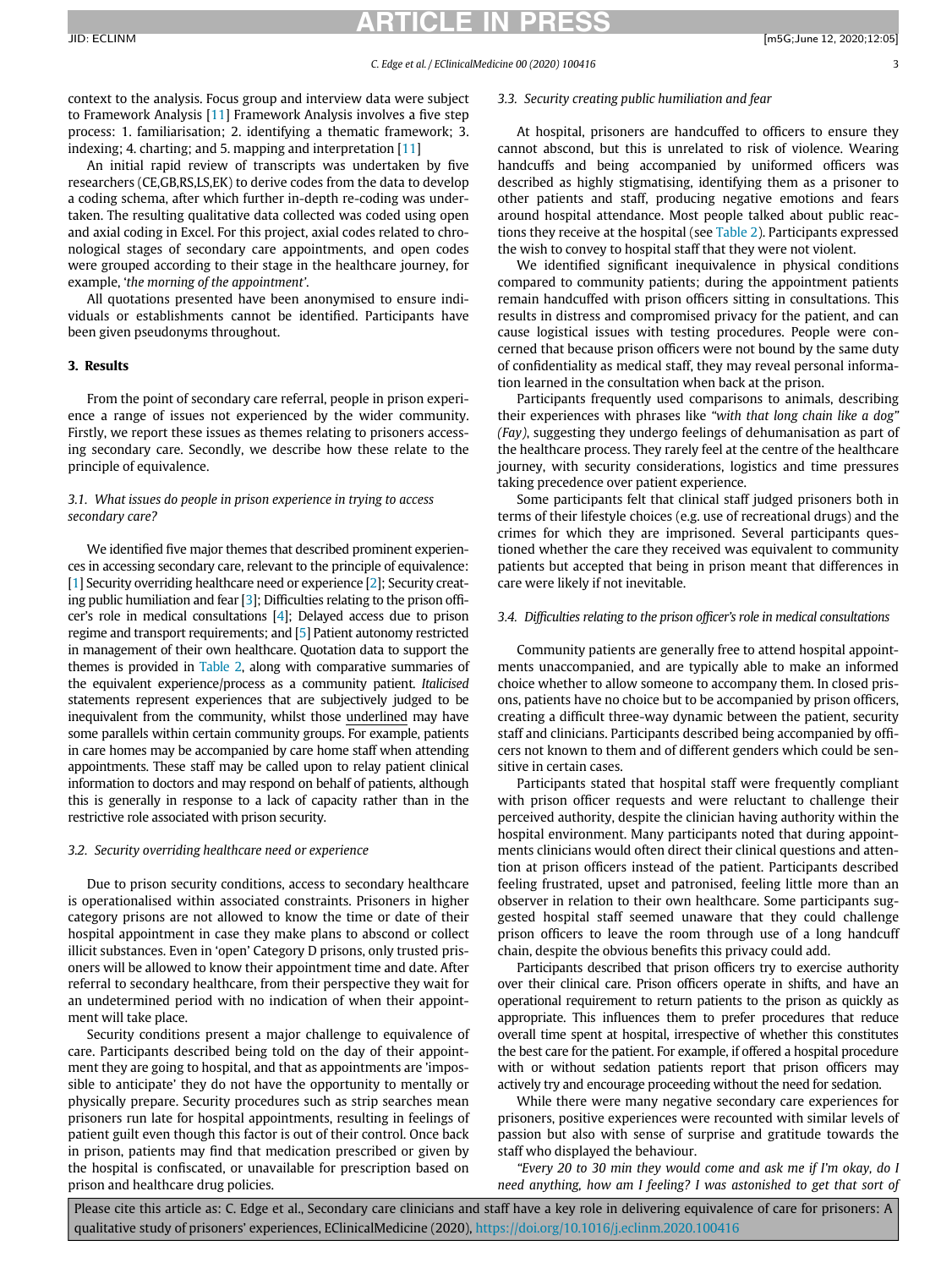context to the analysis. Focus group and interview data were subject to Framework Analysis [11] Framework Analysis involves a five step process: 1. familiarisation; 2. identifying a thematic framework; 3. indexing; 4. charting; and 5. mapping and interpretation [11]

An initial rapid review of transcripts was undertaken by five researchers (CE,GB,RS,LS,EK) to derive codes from the data to develop a coding schema, after which further in-depth re-coding was undertaken. The resulting qualitative data collected was coded using open and axial coding in Excel. For this project, axial codes related to chronological stages of secondary care appointments, and open codes were grouped according to their stage in the healthcare journey, for example, '*the morning of the appointment*'.

All quotations presented have been anonymised to ensure individuals or establishments cannot be identified. Participants have been given pseudonyms throughout.

## 3. Results

From the point of secondary care referral, people in prison experience a range of issues not experienced by the wider community. Firstly, we report these issues as themes relating to prisoners accessing secondary care. Secondly, we describe how these relate to the principle of equivalence.

### 3.1. What issues do people in prison experience in trying to access secondary care?

We identified five major themes that described prominent experiences in accessing secondary care, relevant to the principle of equivalence: [1] Security overriding healthcare need or experience [2]; Security creating public humiliation and fear [3]; Difficulties relating to the prison officer's role in medical consultations [4]; Delayed access due to prison regime and transport requirements; and [5] Patient autonomy restricted in management of their own healthcare. Quotation data to support the themes is provided in Table 2, along with comparative summaries of the equivalent experience/process as a community patient. *Italicised* statements represent experiences that are subjectively judged to be inequivalent from the community, whilst those <u>underlined</u> may have some parallels within certain community groups. For example, patients in care homes may be accompanied by care home staff when attending appointments. These staff may be called upon to relay patient clinical information to doctors and may respond on behalf of patients, although this is generally in response to a lack of capacity rather than in the restrictive role associated with prison security.

### 3.2. Security overriding healthcare need or experience

Due to prison security conditions, access to secondary healthcare is operationalised within associated constraints. Prisoners in higher category prisons are not allowed to know the time or date of their hospital appointment in case they make plans to abscond or collect illicit substances. Even in 'open' Category D prisons, only trusted prisoners will be allowed to know their appointment time and date. After referral to secondary healthcare, from their perspective they wait for an undetermined period with no indication of when their appointment will take place.

Security conditions present a major challenge to equivalence of care. Participants described being told on the day of their appointment they are going to hospital, and that as appointments are 'impossible to anticipate' they do not have the opportunity to mentally or physically prepare. Security procedures such as strip searches mean prisoners run late for hospital appointments, resulting in feelings of patient guilt even though this factor is out of their control. Once back in prison, patients may find that medication prescribed or given by the hospital is confiscated, or unavailable for prescription based on prison and healthcare drug policies.

### 3.3. Security creating public humiliation and fear

At hospital, prisoners are handcuffed to officers to ensure they cannot abscond, but this is unrelated to risk of violence. Wearing handcuffs and being accompanied by uniformed officers was described as highly stigmatising, identifying them as a prisoner to other patients and staff, producing negative emotions and fears around hospital attendance. Most people talked about public reactions they receive at the hospital (see Table 2). Participants expressed the wish to convey to hospital staff that they were not violent.

We identified significant inequivalence in physical conditions compared to community patients; during the appointment patients remain handcuffed with prison officers sitting in consultations. This results in distress and compromised privacy for the patient, and can cause logistical issues with testing procedures. People were concerned that because prison officers were not bound by the same duty of confidentiality as medical staff, they may reveal personal information learned in the consultation when back at the prison.

Participants frequently used comparisons to animals, describing their experiences with phrases like *"with that long chain like a dog" (Fay)*, suggesting they undergo feelings of dehumanisation as part of the healthcare process. They rarely feel at the centre of the healthcare journey, with security considerations, logistics and time pressures taking precedence over patient experience.

Some participants felt that clinical staff judged prisoners both in terms of their lifestyle choices (e.g. use of recreational drugs) and the crimes for which they are imprisoned. Several participants questioned whether the care they received was equivalent to community patients but accepted that being in prison meant that differences in care were likely if not inevitable.

### 3.4. Difficulties relating to the prison officer's role in medical consultations

Community patients are generally free to attend hospital appointments unaccompanied, and are typically able to make an informed choice whether to allow someone to accompany them. In closed prisons, patients have no choice but to be accompanied by prison officers, creating a difficult three-way dynamic between the patient, security staff and clinicians. Participants described being accompanied by officers not known to them and of different genders which could be sensitive in certain cases.

Participants stated that hospital staff were frequently compliant with prison officer requests and were reluctant to challenge their perceived authority, despite the clinician having authority within the hospital environment. Many participants noted that during appointments clinicians would often direct their clinical questions and attention at prison officers instead of the patient. Participants described feeling frustrated, upset and patronised, feeling little more than an observer in relation to their own healthcare. Some participants suggested hospital staff seemed unaware that they could challenge prison officers to leave the room through use of a long handcuff chain, despite the obvious benefits this privacy could add.

Participants described that prison officers try to exercise authority over their clinical care. Prison officers operate in shifts, and have an operational requirement to return patients to the prison as quickly as appropriate. This influences them to prefer procedures that reduce overall time spent at hospital, irrespective of whether this constitutes the best care for the patient. For example, if offered a hospital procedure with or without sedation patients report that prison officers may actively try and encourage proceeding without the need for sedation.

While there were many negative secondary care experiences for prisoners, positive experiences were recounted with similar levels of passion but also with sense of surprise and gratitude towards the staff who displayed the behaviour.

*"Every 20 to 30 min they would come and ask me if I'm okay, do I need anything, how am I feeling? I was astonished to get that sort of*

Please cite this article as: C. Edge et al., Secondary care clinicians and staff have a key role in delivering equivalence of care for prisoners: A qualitative study of prisoners' experiences, EClinicalMedicine (2020), https://doi.org/10.1016/j.eclinm.2020.100416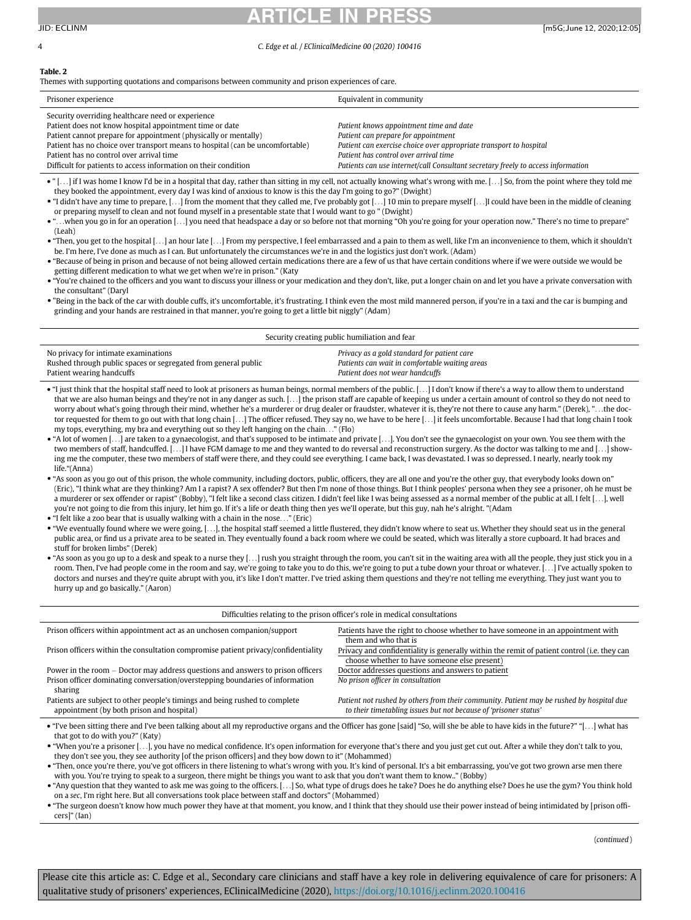**Table. 2**

Themes with supporting quotations and comparisons between community and prison experiences of care.

| Prisoner experience | Equivalent in community |
|---|---|
| Security overriding healthcare need or experience | |
| Patient does not know hospital appointment time or date | *Patient knows appointment time and date* |
| Patient cannot prepare for appointment (physically or mentally) | *Patient can prepare for appointment* |
| Patient has no choice over transport means to hospital (can be uncomfortable) | *Patient can exercise choice over appropriate transport to hospital* |
| Patient has no control over arrival time | *Patient has control over arrival time* |
| Difficult for patients to access information on their condition | *Patients can use internet/call Consultant secretary freely to access information* |

- " […] if I was home I know I'd be in a hospital that day, rather than sitting in my cell, not actually knowing what's wrong with me. […] So, from the point where they told me they booked the appointment, every day I was kind of anxious to know is this the day I'm going to go?" (Dwight)
- "I didn't have any time to prepare, […] from the moment that they called me, I've probably got […] 10 min to prepare myself […]I could have been in the middle of cleaning or preparing myself to clean and not found myself in a presentable state that I would want to go " (Dwight)
- "…when you go in for an operation […] you need that headspace a day or so before not that morning "Oh you're going for your operation now." There's no time to prepare" (Leah)
- "Then, you get to the hospital […] an hour late […] From my perspective, I feel embarrassed and a pain to them as well, like I'm an inconvenience to them, which it shouldn't be. I'm here, I've done as much as I can. But unfortunately the circumstances we're in and the logistics just don't work. (Adam)
- "Because of being in prison and because of not being allowed certain medications there are a few of us that have certain conditions where if we were outside we would be getting different medication to what we get when we're in prison." (Katy
- "You're chained to the officers and you want to discuss your illness or your medication and they don't, like, put a longer chain on and let you have a private conversation with the consultant" (Daryl
- "Being in the back of the car with double cuffs, it's uncomfortable, it's frustrating. I think even the most mild mannered person, if you're in a taxi and the car is bumping and grinding and your hands are restrained in that manner, you're going to get a little bit niggly" (Adam)

| Security creating public humiliation and fear | |
|---|---|
| No privacy for intimate examinations | *Privacy as a gold standard for patient care* |
| Rushed through public spaces or segregated from general public | *Patients can wait in comfortable waiting areas* |
| Patient wearing handcuffs | *Patient does not wear handcuffs* |

- "I just think that the hospital staff need to look at prisoners as human beings, normal members of the public. […] I don't know if there's a way to allow them to understand that we are also human beings and they're not in any danger as such. […] the prison staff are capable of keeping us under a certain amount of control so they do not need to worry about what's going through their mind, whether he's a murderer or drug dealer or fraudster, whatever it is, they're not there to cause any harm." (Derek), "…the doctor requested for them to go out with that long chain […] The officer refused. They say no, we have to be here […] it feels uncomfortable. Because I had that long chain I took my tops, everything, my bra and everything out so they left hanging on the chain…" (Flo)
- "A lot of women […] are taken to a gynaecologist, and that's supposed to be intimate and private […]. You don't see the gynaecologist on your own. You see them with the two members of staff, handcuffed. […] I have FGM damage to me and they wanted to do reversal and reconstruction surgery. As the doctor was talking to me and […] showing me the computer, these two members of staff were there, and they could see everything. I came back, I was devastated. I was so depressed. I nearly, nearly took my life."(Anna)
- "As soon as you go out of this prison, the whole community, including doctors, public, officers, they are all one and you're the other guy, that everybody looks down on" (Eric), "I think what are they thinking? Am I a rapist? A sex offender? But then I'm none of those things. But I think peoples' persona when they see a prisoner, oh he must be a murderer or sex offender or rapist" (Bobby), "I felt like a second class citizen. I didn't feel like I was being assessed as a normal member of the public at all. I felt […], well you're not going to die from this injury, let him go. If it's a life or death thing then yes we'll operate, but this guy, nah he's alright. "(Adam
- "I felt like a zoo bear that is usually walking with a chain in the nose…" (Eric)
- "We eventually found where we were going, […], the hospital staff seemed a little flustered, they didn't know where to seat us. Whether they should seat us in the general public area, or find us a private area to be seated in. They eventually found a back room where we could be seated, which was literally a store cupboard. It had braces and stuff for broken limbs" (Derek)
- "As soon as you go up to a desk and speak to a nurse they […] rush you straight through the room, you can't sit in the waiting area with all the people, they just stick you in a room. Then, I've had people come in the room and say, we're going to take you to do this, we're going to put a tube down your throat or whatever. […] I've actually spoken to doctors and nurses and they're quite abrupt with you, it's like I don't matter. I've tried asking them questions and they're not telling me everything. They just want you to hurry up and go basically." (Aaron)

| Difficulties relating to the prison officer's role in medical consultations | |
|---|---|
| Prison officers within appointment act as an unchosen companion/support | Patients have the right to choose whether to have someone in an appointment with them and who that is |
| Prison officers within the consultation compromise patient privacy/confidentiality | Privacy and confidentiality is generally within the remit of patient control (i.e. they can choose whether to have someone else present) |
| Power in the room – Doctor may address questions and answers to prison officers | Doctor addresses questions and answers to patient |
| Prison officer dominating conversation/overstepping boundaries of information sharing | *No prison officer in consultation* |
| Patients are subject to other people's timings and being rushed to complete appointment (by both prison and hospital) | *Patient not rushed by others from their community. Patient may be rushed by hospital due to their timetabling issues but not because of 'prisoner status'* |

- "I've been sitting there and I've been talking about all my reproductive organs and the Officer has gone [said] "So, will she be able to have kids in the future?" "[…] what has that got to do with you?" (Katy)
- "When you're a prisoner […], you have no medical confidence. It's open information for everyone that's there and you just get cut out. After a while they don't talk to you, they don't see you, they see authority [of the prison officers] and they bow down to it" (Mohammed)
- "Then, once you're there, you've got officers in there listening to what's wrong with you. It's kind of personal. It's a bit embarrassing, you've got two grown arse men there with you. You're trying to speak to a surgeon, there might be things you want to ask that you don't want them to know.." (Bobby)
- "Any question that they wanted to ask me was going to the officers. […] So, what type of drugs does he take? Does he do anything else? Does he use the gym? You think hold on a *sec*, I'm right here. But all conversations took place between staff and doctors" (Mohammed)
- "The surgeon doesn't know how much power they have at that moment, you know, and I think that they should use their power instead of being intimidated by [prison officers]" (Ian)

(*continued*)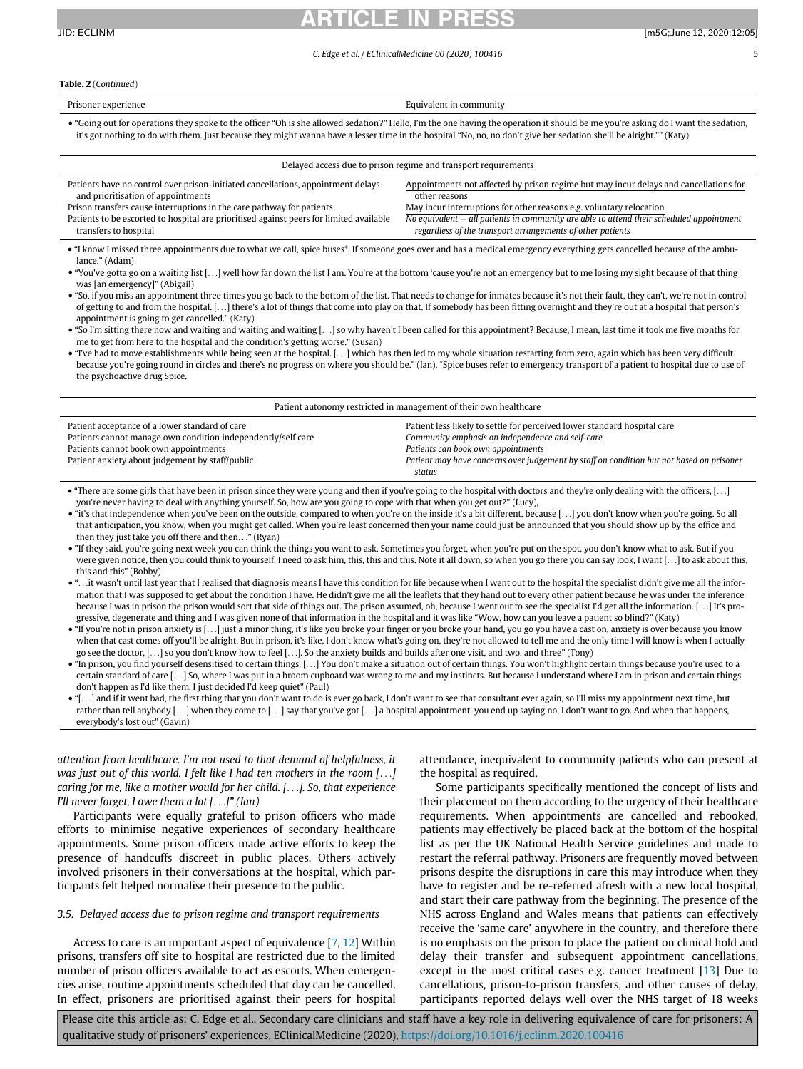**Table. 2** (*Continued*)

| Prisoner experience | Equivalent in community |
|---|---|

• "Going out for operations they spoke to the officer "Oh is she allowed sedation?" Hello, I'm the one having the operation it should be me you're asking do I want the sedation, it's got nothing to do with them. Just because they might wanna have a lesser time in the hospital "No, no, no don't give her sedation she'll be alright."" (Katy)

| Delayed access due to prison regime and transport requirements | |
|---|---|
| Patients have no control over prison-initiated cancellations, appointment delays and prioritisation of appointments | Appointments not affected by prison regime but may incur delays and cancellations for other reasons |
| Prison transfers cause interruptions in the care pathway for patients | May incur interruptions for other reasons e.g. voluntary relocation |
| Patients to be escorted to hospital are prioritised against peers for limited available transfers to hospital | *No equivalent – all patients in community are able to attend their scheduled appointment regardless of the transport arrangements of other patients* |

• "I know I missed three appointments due to what we call, spice buses*. If someone goes over and has a medical emergency everything gets cancelled because of the ambulance." (Adam)
• "You've gotta go on a waiting list [...] well how far down the list I am. You're at the bottom 'cause you're not an emergency but to me losing my sight because of that thing was [an emergency]" (Abigail)
• "So, if you miss an appointment three times you go back to the bottom of the list. That needs to change for inmates because it's not their fault, they can't, we're not in control of getting to and from the hospital. [...] there's a lot of things that come into play on that. If somebody has been fitting overnight and they're out at a hospital that person's appointment is going to get cancelled." (Katy)
• "So I'm sitting there now and waiting and waiting and waiting [...] so why haven't I been called for this appointment? Because, I mean, last time it took me five months for me to get from here to the hospital and the condition's getting worse." (Susan)
• "I've had to move establishments while being seen at the hospital. [...] which has then led to my whole situation restarting from zero, again which has been very difficult because you're going round in circles and there's no progress on where you should be." (Ian), *Spice buses refer to emergency transport of a patient to hospital due to use of the psychoactive drug Spice.

| Patient autonomy restricted in management of their own healthcare | |
|---|---|
| Patient acceptance of a lower standard of care | Patient less likely to settle for perceived lower standard hospital care |
| Patients cannot manage own condition independently/self care | *Community emphasis on independence and self-care* |
| Patients cannot book own appointments | *Patients can book own appointments* |
| Patient anxiety about judgement by staff/public | *Patient may have concerns over judgement by staff on condition but not based on prisoner status* |

• "There are some girls that have been in prison since they were young and then if you're going to the hospital with doctors and they're only dealing with the officers, [...] you're never having to deal with anything yourself. So, how are you going to cope with that when you get out?" (Lucy),
• "it's that independence when you've been on the outside, compared to when you're on the inside it's a bit different, because [...] you don't know when you're going. So all that anticipation, you know, when you might get called. When you're least concerned then your name could just be announced that you should show up by the office and then they just take you off there and then..." (Ryan)
• "If they said, you're going next week you can think the things you want to ask. Sometimes you forget, when you're put on the spot, you don't know what to ask. But if you were given notice, then you could think to yourself, I need to ask him, this, this and this. Note it all down, so when you go there you can say look, I want [...] to ask about this, this and this" (Bobby)
• "...it wasn't until last year that I realised that diagnosis means I have this condition for life because when I went out to the hospital the specialist didn't give me all the information that I was supposed to get about the condition I have. He didn't give me all the leaflets that they hand out to every other patient because he was under the inference because I was in prison the prison would sort that side of things out. The prison assumed, oh, because I went out to see the specialist I'd get all the information. [...] It's progressive, degenerate and thing and I was given none of that information in the hospital and it was like "Wow, how can you leave a patient so blind?" (Katy)
• "If you're not in prison anxiety is [...] just a minor thing, it's like you broke your finger or you broke your hand, you go you have a cast on, anxiety is over because you know when that cast comes off you'll be alright. But in prison, it's like, I don't know what's going on, they're not allowed to tell me and the only time I will know is when I actually go see the doctor, [...] so you don't know how to feel [...]. So the anxiety builds and builds after one visit, and two, and three" (Tony)
• "In prison, you find yourself desensitised to certain things. [...] You don't make a situation out of certain things. You won't highlight certain things because you're used to a certain standard of care [...] So, where I was put in a broom cupboard was wrong to me and my instincts. But because I understand where I am in prison and certain things don't happen as I'd like them, I just decided I'd keep quiet" (Paul)
• "[...] and if it went bad, the first thing that you don't want to do is ever go back, I don't want to see that consultant ever again, so I'll miss my appointment next time, but rather than tell anybody [...] when they come to [...] say that you've got [...] a hospital appointment, you end up saying no, I don't want to go. And when that happens, everybody's lost out" (Gavin)

*attention from healthcare. I'm not used to that demand of helpfulness, it was just out of this world. I felt like I had ten mothers in the room [...] caring for me, like a mother would for her child. [...]. So, that experience I'll never forget, I owe them a lot [...]" (Ian)*

Participants were equally grateful to prison officers who made efforts to minimise negative experiences of secondary healthcare appointments. Some prison officers made active efforts to keep the presence of handcuffs discreet in public places. Others actively involved prisoners in their conversations at the hospital, which participants felt helped normalise their presence to the public.

### 3.5. Delayed access due to prison regime and transport requirements

Access to care is an important aspect of equivalence [7, 12] Within prisons, transfers off site to hospital are restricted due to the limited number of prison officers available to act as escorts. When emergencies arise, routine appointments scheduled that day can be cancelled. In effect, prisoners are prioritised against their peers for hospital attendance, inequivalent to community patients who can present at the hospital as required.

Some participants specifically mentioned the concept of lists and their placement on them according to the urgency of their healthcare requirements. When appointments are cancelled and rebooked, patients may effectively be placed back at the bottom of the hospital list as per the UK National Health Service guidelines and made to restart the referral pathway. Prisoners are frequently moved between prisons despite the disruptions in care this may introduce when they have to register and be re-referred afresh with a new local hospital, and start their care pathway from the beginning. The presence of the NHS across England and Wales means that patients can effectively receive the 'same care' anywhere in the country, and therefore there is no emphasis on the prison to place the patient on clinical hold and delay their transfer and subsequent appointment cancellations, except in the most critical cases e.g. cancer treatment [13] Due to cancellations, prison-to-prison transfers, and other causes of delay, participants reported delays well over the NHS target of 18 weeks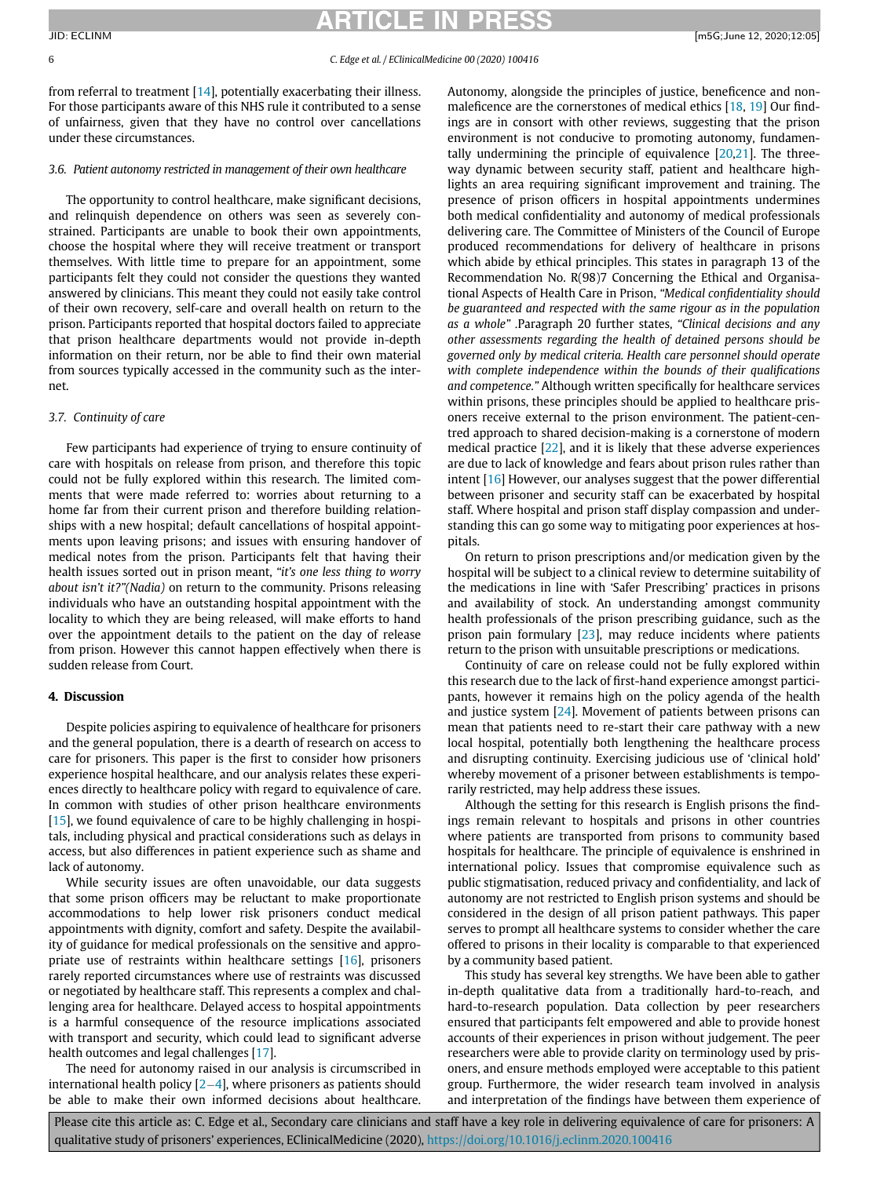from referral to treatment [14], potentially exacerbating their illness. For those participants aware of this NHS rule it contributed to a sense of unfairness, given that they have no control over cancellations under these circumstances.

### 3.6. Patient autonomy restricted in management of their own healthcare

The opportunity to control healthcare, make significant decisions, and relinquish dependence on others was seen as severely constrained. Participants are unable to book their own appointments, choose the hospital where they will receive treatment or transport themselves. With little time to prepare for an appointment, some participants felt they could not consider the questions they wanted answered by clinicians. This meant they could not easily take control of their own recovery, self-care and overall health on return to the prison. Participants reported that hospital doctors failed to appreciate that prison healthcare departments would not provide in-depth information on their return, nor be able to find their own material from sources typically accessed in the community such as the internet.

### 3.7. Continuity of care

Few participants had experience of trying to ensure continuity of care with hospitals on release from prison, and therefore this topic could not be fully explored within this research. The limited comments that were made referred to: worries about returning to a home far from their current prison and therefore building relationships with a new hospital; default cancellations of hospital appointments upon leaving prisons; and issues with ensuring handover of medical notes from the prison. Participants felt that having their health issues sorted out in prison meant, *"it's one less thing to worry about isn't it?"(Nadia)* on return to the community. Prisons releasing individuals who have an outstanding hospital appointment with the locality to which they are being released, will make efforts to hand over the appointment details to the patient on the day of release from prison. However this cannot happen effectively when there is sudden release from Court.

## 4. Discussion

Despite policies aspiring to equivalence of healthcare for prisoners and the general population, there is a dearth of research on access to care for prisoners. This paper is the first to consider how prisoners experience hospital healthcare, and our analysis relates these experiences directly to healthcare policy with regard to equivalence of care. In common with studies of other prison healthcare environments [15], we found equivalence of care to be highly challenging in hospitals, including physical and practical considerations such as delays in access, but also differences in patient experience such as shame and lack of autonomy.

While security issues are often unavoidable, our data suggests that some prison officers may be reluctant to make proportionate accommodations to help lower risk prisoners conduct medical appointments with dignity, comfort and safety. Despite the availability of guidance for medical professionals on the sensitive and appropriate use of restraints within healthcare settings [16], prisoners rarely reported circumstances where use of restraints was discussed or negotiated by healthcare staff. This represents a complex and challenging area for healthcare. Delayed access to hospital appointments is a harmful consequence of the resource implications associated with transport and security, which could lead to significant adverse health outcomes and legal challenges [17].

The need for autonomy raised in our analysis is circumscribed in international health policy [2–4], where prisoners as patients should be able to make their own informed decisions about healthcare. Autonomy, alongside the principles of justice, beneficence and non-maleficence are the cornerstones of medical ethics [18, 19] Our findings are in consort with other reviews, suggesting that the prison environment is not conducive to promoting autonomy, fundamentally undermining the principle of equivalence [20,21]. The three-way dynamic between security staff, patient and healthcare highlights an area requiring significant improvement and training. The presence of prison officers in hospital appointments undermines both medical confidentiality and autonomy of medical professionals delivering care. The Committee of Ministers of the Council of Europe produced recommendations for delivery of healthcare in prisons which abide by ethical principles. This states in paragraph 13 of the Recommendation No. R(98)7 Concerning the Ethical and Organisational Aspects of Health Care in Prison, *"Medical confidentiality should be guaranteed and respected with the same rigour as in the population as a whole"* .Paragraph 20 further states, *"Clinical decisions and any other assessments regarding the health of detained persons should be governed only by medical criteria. Health care personnel should operate with complete independence within the bounds of their qualifications and competence."* Although written specifically for healthcare services within prisons, these principles should be applied to healthcare prisoners receive external to the prison environment. The patient-centred approach to shared decision-making is a cornerstone of modern medical practice [22], and it is likely that these adverse experiences are due to lack of knowledge and fears about prison rules rather than intent [16] However, our analyses suggest that the power differential between prisoner and security staff can be exacerbated by hospital staff. Where hospital and prison staff display compassion and understanding this can go some way to mitigating poor experiences at hospitals.

On return to prison prescriptions and/or medication given by the hospital will be subject to a clinical review to determine suitability of the medications in line with 'Safer Prescribing' practices in prisons and availability of stock. An understanding amongst community health professionals of the prison prescribing guidance, such as the prison pain formulary [23], may reduce incidents where patients return to the prison with unsuitable prescriptions or medications.

Continuity of care on release could not be fully explored within this research due to the lack of first-hand experience amongst participants, however it remains high on the policy agenda of the health and justice system [24]. Movement of patients between prisons can mean that patients need to re-start their care pathway with a new local hospital, potentially both lengthening the healthcare process and disrupting continuity. Exercising judicious use of 'clinical hold' whereby movement of a prisoner between establishments is temporarily restricted, may help address these issues.

Although the setting for this research is English prisons the findings remain relevant to hospitals and prisons in other countries where patients are transported from prisons to community based hospitals for healthcare. The principle of equivalence is enshrined in international policy. Issues that compromise equivalence such as public stigmatisation, reduced privacy and confidentiality, and lack of autonomy are not restricted to English prison systems and should be considered in the design of all prison patient pathways. This paper serves to prompt all healthcare systems to consider whether the care offered to prisons in their locality is comparable to that experienced by a community based patient.

This study has several key strengths. We have been able to gather in-depth qualitative data from a traditionally hard-to-reach, and hard-to-research population. Data collection by peer researchers ensured that participants felt empowered and able to provide honest accounts of their experiences in prison without judgement. The peer researchers were able to provide clarity on terminology used by prisoners, and ensure methods employed were acceptable to this patient group. Furthermore, the wider research team involved in analysis and interpretation of the findings have between them experience of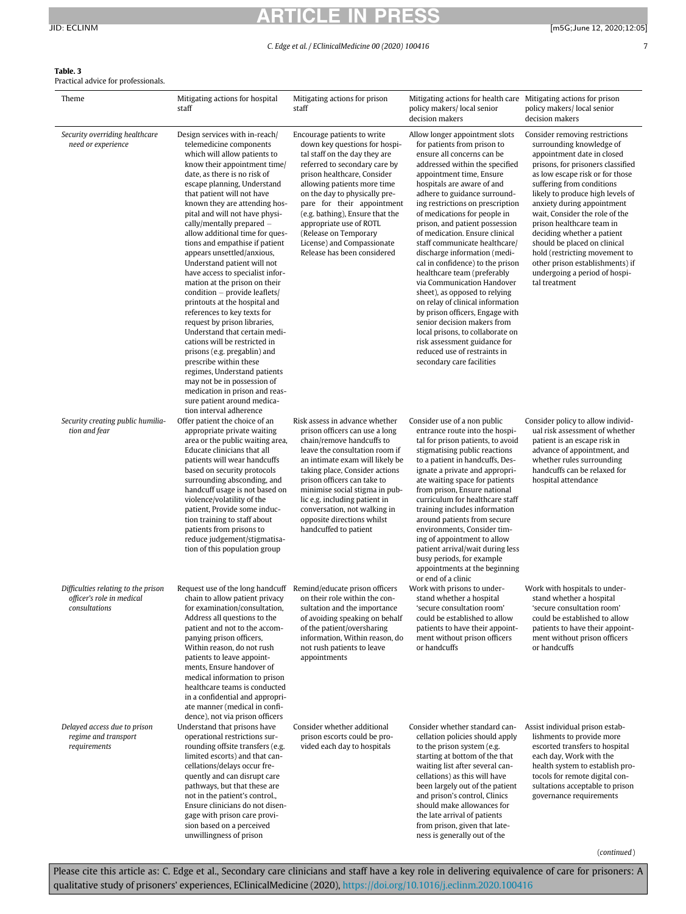**Table 3**
Practical advice for professionals.

| Theme | Mitigating actions for hospital staff | Mitigating actions for prison staff | Mitigating actions for health care policy makers/ local senior decision makers | Mitigating actions for prison policy makers/ local senior decision makers |
|---|---|---|---|---|
| *Security overriding healthcare need or experience* | Design services with in-reach/ telemedicine components which will allow patients to know their appointment time/ date, as there is no risk of escape planning, Understand that patient will not have known they are attending hospital and will not have physically/mentally prepared – allow additional time for questions and empathise if patient appears unsettled/anxious, Understand patient will not have access to specialist information at the prison on their condition – provide leaflets/ printouts at the hospital and references to key texts for request by prison libraries, Understand that certain medications will be restricted in prisons (e.g. pregablin) and prescribe within these regimes, Understand patients may not be in possession of medication in prison and reassure patient around medication interval adherence | Encourage patients to write down key questions for hospital staff on the day they are referred to secondary care by prison healthcare, Consider allowing patients more time on the day to physically prepare for their appointment (e.g. bathing), Ensure that the appropriate use of ROTL (Release on Temporary License) and Compassionate Release has been considered | Allow longer appointment slots for patients from prison to ensure all concerns can be addressed within the specified appointment time, Ensure hospitals are aware of and adhere to guidance surrounding restrictions on prescription of medications for people in prison, and patient possession of medication. Ensure clinical staff communicate healthcare/ discharge information (medical in confidence) to the prison healthcare team (preferably via Communication Handover sheet), as opposed to relying on relay of clinical information by prison officers, Engage with senior decision makers from local prisons, to collaborate on risk assessment guidance for reduced use of restraints in secondary care facilities | Consider removing restrictions surrounding knowledge of appointment date in closed prisons, for prisoners classified as low escape risk or for those suffering from conditions likely to produce high levels of anxiety during appointment wait, Consider the role of the prison healthcare team in deciding whether a patient should be placed on clinical hold (restricting movement to other prison establishments) if undergoing a period of hospital treatment |
| *Security creating public humiliation and fear* | Offer patient the choice of an appropriate private waiting area or the public waiting area, Educate clinicians that all patients will wear handcuffs based on security protocols surrounding absconding, and handcuff usage is not based on violence/volatility of the patient, Provide some induction training to staff about patients from prisons to reduce judgement/stigmatisation of this population group | Risk assess in advance whether prison officers can use a long chain/remove handcuffs to leave the consultation room if an intimate exam will likely be taking place, Consider actions prison officers can take to minimise social stigma in public e.g. including patient in conversation, not walking in opposite directions whilst handcuffed to patient | Consider use of a non public entrance route into the hospital for prison patients, to avoid stigmatising public reactions to a patient in handcuffs, Designate a private and appropriate waiting space for patients from prison, Ensure national curriculum for healthcare staff training includes information around patients from secure environments, Consider timing of appointment to allow patient arrival/wait during less busy periods, for example appointments at the beginning or end of a clinic | Consider policy to allow individual risk assessment of whether patient is an escape risk in advance of appointment, and whether rules surrounding handcuffs can be relaxed for hospital attendance |
| *Difficulties relating to the prison officer's role in medical consultations* | Request use of the long handcuff chain to allow patient privacy for examination/consultation, Address all questions to the patient and not to the accompanying prison officers, Within reason, do not rush patients to leave appointments, Ensure handover of medical information to prison healthcare teams is conducted in a confidential and appropriate manner (medical in confidence), not via prison officers | Remind/educate prison officers on their role within the consultation and the importance of avoiding speaking on behalf of the patient/oversharing information, Within reason, do not rush patients to leave appointments | Work with prisons to understand whether a hospital 'secure consultation room' could be established to allow patients to have their appointment without prison officers or handcuffs | Work with hospitals to understand whether a hospital 'secure consultation room' could be established to allow patients to have their appointment without prison officers or handcuffs |
| *Delayed access due to prison regime and transport requirements* | Understand that prisons have operational restrictions surrounding offsite transfers (e.g. limited escorts) and that cancellations/delays occur frequently and can disrupt care pathways, but that these are not in the patient's control., Ensure clinicians do not disengage with prison care provision based on a perceived unwillingness of prison | Consider whether additional prison escorts could be provided each day to hospitals | Consider whether standard cancellation policies should apply to the prison system (e.g. starting at bottom of the that waiting list after several cancellations) as this will have been largely out of the patient and prison's control, Clinics should make allowances for the late arrival of patients from prison, given that lateness is generally out of the | Assist individual prison establishments to provide more escorted transfers to hospital each day, Work with the health system to establish protocols for remote digital consultations acceptable to prison governance requirements |

(*continued*)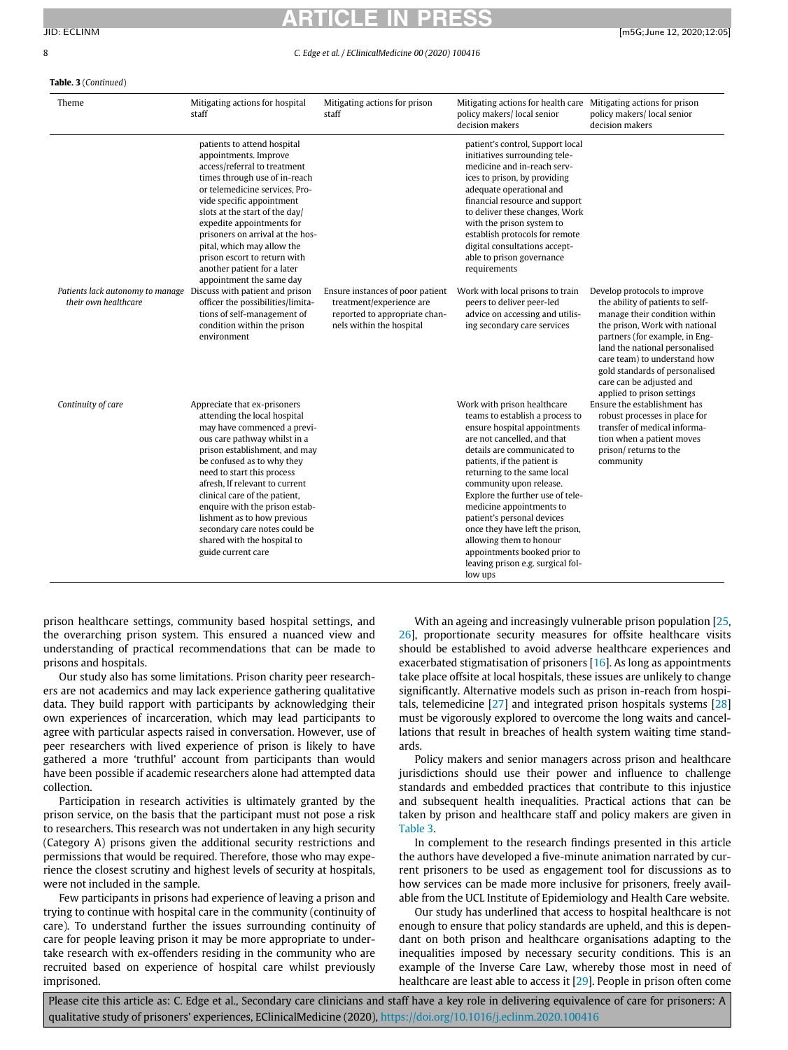**Table. 3** (*Continued*)

| Theme | Mitigating actions for hospital staff | Mitigating actions for prison staff | Mitigating actions for health care policy makers/ local senior decision makers | Mitigating actions for prison policy makers/ local senior decision makers |
|---|---|---|---|---|
| | patients to attend hospital appointments. Improve access/referral to treatment times through use of in-reach or telemedicine services, Provide specific appointment slots at the start of the day/ expedite appointments for prisoners on arrival at the hospital, which may allow the prison escort to return with another patient for a later appointment the same day | | patient's control, Support local initiatives surrounding telemedicine and in-reach services to prison, by providing adequate operational and financial resource and support to deliver these changes, Work with the prison system to establish protocols for remote digital consultations acceptable to prison governance requirements | |
| *Patients lack autonomy to manage their own healthcare* | Discuss with patient and prison officer the possibilities/limitations of self-management of condition within the prison environment | Ensure instances of poor patient treatment/experience are reported to appropriate channels within the hospital | Work with local prisons to train peers to deliver peer-led advice on accessing and utilising secondary care services | Develop protocols to improve the ability of patients to self-manage their condition within the prison, Work with national partners (for example, in England the national personalised care team) to understand how gold standards of personalised care can be adjusted and applied to prison settings |
| *Continuity of care* | Appreciate that ex-prisoners attending the local hospital may have commenced a previous care pathway whilst in a prison establishment, and may be confused as to why they need to start this process afresh, If relevant to current clinical care of the patient, enquire with the prison establishment as to how previous secondary care notes could be shared with the hospital to guide current care | | Work with prison healthcare teams to establish a process to ensure hospital appointments are not cancelled, and that details are communicated to patients, if the patient is returning to the same local community upon release. Explore the further use of telemedicine appointments to patient's personal devices once they have left the prison, allowing them to honour appointments booked prior to leaving prison e.g. surgical follow ups | Ensure the establishment has robust processes in place for transfer of medical information when a patient moves prison/ returns to the community |

prison healthcare settings, community based hospital settings, and the overarching prison system. This ensured a nuanced view and understanding of practical recommendations that can be made to prisons and hospitals.

Our study also has some limitations. Prison charity peer researchers are not academics and may lack experience gathering qualitative data. They build rapport with participants by acknowledging their own experiences of incarceration, which may lead participants to agree with particular aspects raised in conversation. However, use of peer researchers with lived experience of prison is likely to have gathered a more 'truthful' account from participants than would have been possible if academic researchers alone had attempted data collection.

Participation in research activities is ultimately granted by the prison service, on the basis that the participant must not pose a risk to researchers. This research was not undertaken in any high security (Category A) prisons given the additional security restrictions and permissions that would be required. Therefore, those who may experience the closest scrutiny and highest levels of security at hospitals, were not included in the sample.

Few participants in prisons had experience of leaving a prison and trying to continue with hospital care in the community (continuity of care). To understand further the issues surrounding continuity of care for people leaving prison it may be more appropriate to undertake research with ex-offenders residing in the community who are recruited based on experience of hospital care whilst previously imprisoned.

With an ageing and increasingly vulnerable prison population [25, 26], proportionate security measures for offsite healthcare visits should be established to avoid adverse healthcare experiences and exacerbated stigmatisation of prisoners [16]. As long as appointments take place offsite at local hospitals, these issues are unlikely to change significantly. Alternative models such as prison in-reach from hospitals, telemedicine [27] and integrated prison hospitals systems [28] must be vigorously explored to overcome the long waits and cancellations that result in breaches of health system waiting time standards.

Policy makers and senior managers across prison and healthcare jurisdictions should use their power and influence to challenge standards and embedded practices that contribute to this injustice and subsequent health inequalities. Practical actions that can be taken by prison and healthcare staff and policy makers are given in Table 3.

In complement to the research findings presented in this article the authors have developed a five-minute animation narrated by current prisoners to be used as engagement tool for discussions as to how services can be made more inclusive for prisoners, freely available from the UCL Institute of Epidemiology and Health Care website.

Our study has underlined that access to hospital healthcare is not enough to ensure that policy standards are upheld, and this is dependant on both prison and healthcare organisations adapting to the inequalities imposed by necessary security conditions. This is an example of the Inverse Care Law, whereby those most in need of healthcare are least able to access it [29]. People in prison often come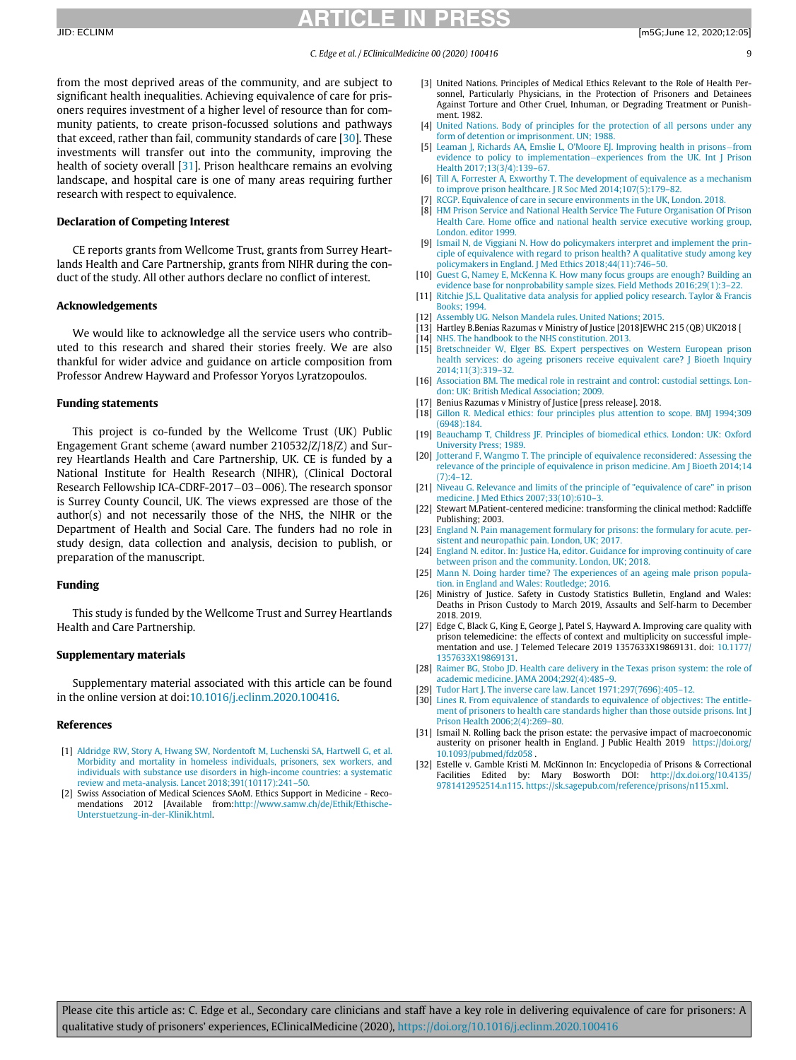from the most deprived areas of the community, and are subject to significant health inequalities. Achieving equivalence of care for prisoners requires investment of a higher level of resource than for community patients, to create prison-focussed solutions and pathways that exceed, rather than fail, community standards of care [30]. These investments will transfer out into the community, improving the health of society overall [31]. Prison healthcare remains an evolving landscape, and hospital care is one of many areas requiring further research with respect to equivalence.

## Declaration of Competing Interest

CE reports grants from Wellcome Trust, grants from Surrey Heartlands Health and Care Partnership, grants from NIHR during the conduct of the study. All other authors declare no conflict of interest.

## Acknowledgements

We would like to acknowledge all the service users who contributed to this research and shared their stories freely. We are also thankful for wider advice and guidance on article composition from Professor Andrew Hayward and Professor Yoryos Lyratzopoulos.

## Funding statements

This project is co-funded by the Wellcome Trust (UK) Public Engagement Grant scheme (award number 210532/Z/18/Z) and Surrey Heartlands Health and Care Partnership, UK. CE is funded by a National Institute for Health Research (NIHR), (Clinical Doctoral Research Fellowship ICA-CDRF-2017−03−006). The research sponsor is Surrey County Council, UK. The views expressed are those of the author(s) and not necessarily those of the NHS, the NIHR or the Department of Health and Social Care. The funders had no role in study design, data collection and analysis, decision to publish, or preparation of the manuscript.

## Funding

This study is funded by the Wellcome Trust and Surrey Heartlands Health and Care Partnership.

## Supplementary materials

Supplementary material associated with this article can be found in the online version at doi:10.1016/j.eclinm.2020.100416.

## References

[1] Aldridge RW, Story A, Hwang SW, Nordentoft M, Luchenski SA, Hartwell G, et al. Morbidity and mortality in homeless individuals, prisoners, sex workers, and individuals with substance use disorders in high-income countries: a systematic review and meta-analysis. Lancet 2018;391(10117):241–50.

[2] Swiss Association of Medical Sciences SAoM. Ethics Support in Medicine - Recomendations 2012 [Available from:http://www.samw.ch/de/Ethik/Ethische-Unterstuetzung-in-der-Klinik.html.

[3] United Nations. Principles of Medical Ethics Relevant to the Role of Health Personnel, Particularly Physicians, in the Protection of Prisoners and Detainees Against Torture and Other Cruel, Inhuman, or Degrading Treatment or Punishment. 1982.

[4] United Nations. Body of principles for the protection of all persons under any form of detention or imprisonment. UN; 1988.

[5] Leaman J, Richards AA, Emslie L, O'Moore EJ. Improving health in prisons−from evidence to policy to implementation−experiences from the UK. Int J Prison Health 2017;13(3/4):139–67.

[6] Till A, Forrester A, Exworthy T. The development of equivalence as a mechanism to improve prison healthcare. J R Soc Med 2014;107(5):179–82.

[7] RCGP. Equivalence of care in secure environments in the UK, London. 2018.

[8] HM Prison Service and National Health Service The Future Organisation Of Prison Health Care. Home office and national health service executive working group, London. editor 1999.

[9] Ismail N, de Viggiani N. How do policymakers interpret and implement the principle of equivalence with regard to prison health? A qualitative study among key policymakers in England. J Med Ethics 2018;44(11):746–50.

[10] Guest G, Namey E, McKenna K. How many focus groups are enough? Building an evidence base for nonprobability sample sizes. Field Methods 2016;29(1):3–22.

[11] Ritchie JS,L. Qualitative data analysis for applied policy research. Taylor & Francis Books; 1994.

[12] Assembly UG. Nelson Mandela rules. United Nations; 2015.

[13] Hartley B.Benias Razumas v Ministry of Justice [2018]EWHC 215 (QB) UK2018 [

[14] NHS. The handbook to the NHS constitution. 2013.

[15] Bretschneider W, Elger BS. Expert perspectives on Western European prison health services: do ageing prisoners receive equivalent care? J Bioeth Inquiry 2014;11(3):319–32.

[16] Association BM. The medical role in restraint and control: custodial settings. London: UK: British Medical Association; 2009.

[17] Benius Razumas v Ministry of Justice [press release]. 2018.

[18] Gillon R. Medical ethics: four principles plus attention to scope. BMJ 1994;309 (6948):184.

[19] Beauchamp T, Childress JF. Principles of biomedical ethics. London: UK: Oxford University Press; 1989.

[20] Jotterand F, Wangmo T. The principle of equivalence reconsidered: Assessing the relevance of the principle of equivalence in prison medicine. Am J Bioeth 2014;14 (7):4–12.

[21] Niveau G. Relevance and limits of the principle of "equivalence of care" in prison medicine. J Med Ethics 2007;33(10):610–3.

[22] Stewart M.Patient-centered medicine: transforming the clinical method: Radcliffe Publishing; 2003.

[23] England N. Pain management formulary for prisons: the formulary for acute. persistent and neuropathic pain. London, UK; 2017.

[24] England N. editor. In: Justice Ha, editor. Guidance for improving continuity of care between prison and the community. London, UK; 2018.

[25] Mann N. Doing harder time? The experiences of an ageing male prison population. in England and Wales: Routledge; 2016.

[26] Ministry of Justice. Safety in Custody Statistics Bulletin, England and Wales: Deaths in Prison Custody to March 2019, Assaults and Self-harm to December 2018. 2019.

[27] Edge C, Black G, King E, George J, Patel S, Hayward A. Improving care quality with prison telemedicine: the effects of context and multiplicity on successful implementation and use. J Telemed Telecare 2019 1357633X19869131. doi: 10.1177/1357633X19869131.

[28] Raimer BG, Stobo JD. Health care delivery in the Texas prison system: the role of academic medicine. JAMA 2004;292(4):485–9.

[29] Tudor Hart J. The inverse care law. Lancet 1971;297(7696):405–12.

[30] Lines R. From equivalence of standards to equivalence of objectives: The entitlement of prisoners to health care standards higher than those outside prisons. Int J Prison Health 2006;2(4):269–80.

[31] Ismail N. Rolling back the prison estate: the pervasive impact of macroeconomic austerity on prisoner health in England. J Public Health 2019 https://doi.org/10.1093/pubmed/fdz058 .

[32] Estelle v. Gamble Kristi M. McKinnon In: Encyclopedia of Prisons & Correctional Facilities Edited by: Mary Bosworth DOI: http://dx.doi.org/10.4135/9781412952514.n115. https://sk.sagepub.com/reference/prisons/n115.xml.

Please cite this article as: C. Edge et al., Secondary care clinicians and staff have a key role in delivering equivalence of care for prisoners: A qualitative study of prisoners' experiences, EClinicalMedicine (2020), https://doi.org/10.1016/j.eclinm.2020.100416